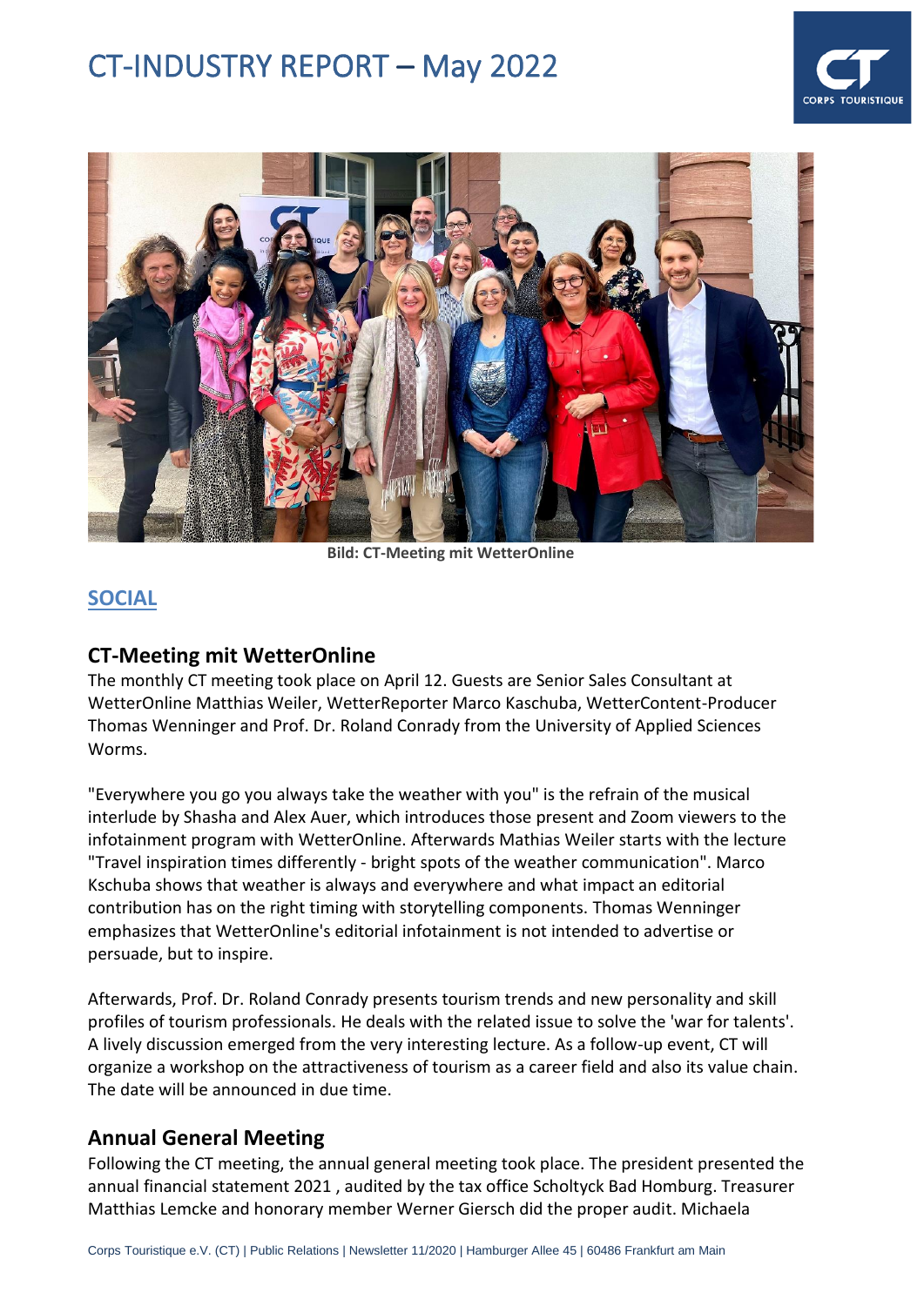# CT-INDUSTRY REPORT – May 2022

**Bild: CT-Meeting mit WetterOnline**

## SOCIAL

### CT-Meeting mit WetterOnline

The monthly CT meeting took place on April 12. Guests are Senior Sales Consultant at WetterOnline Matthias Weiler, WetterReporter Marco Kaschuba, WetterContent-Producer Thomas Wenninger and Prof. Dr. Roland Conrady from the University of Applied Sciences Worms.

"Everywhere you go you always take the weather with you" is the refrain of the musical interlude by Shasha and Alex Auer, which introduces those present and Zoom viewers to the infotainment program with WetterOnline. Afterwards Mathias Weiler starts with the lecture "Travel inspiration times differently - bright spots of the weather communication". Marco Kschuba shows that weather is always and everywhere and what impact an editorial contribution has on the right timing with storytelling components. Thomas Wenninger emphasizes that WetterOnline's editorial infotainment is not intended to advertise or persuade, but to inspire.

Afterwards, Prof. Dr. Roland Conrady presents tourism trends and new personality and skill profiles of tourism professionals. He deals with the related issue to solve the 'war for talents'. A lively discussion emerged from the very interesting lecture. As a follow-up event, CT will organize a workshop on the attractiveness of tourism as a career field and also its value chain. The date will be announced in due time.

### Annual General Meeting

Following the CT meeting, the annual general meeting took place. The president presented the annual financial statement 2021 , audited by the tax office Scholtyck Bad Homburg. Treasurer Matthias Lemcke and honorary member Werner Giersch did the proper audit. Michaela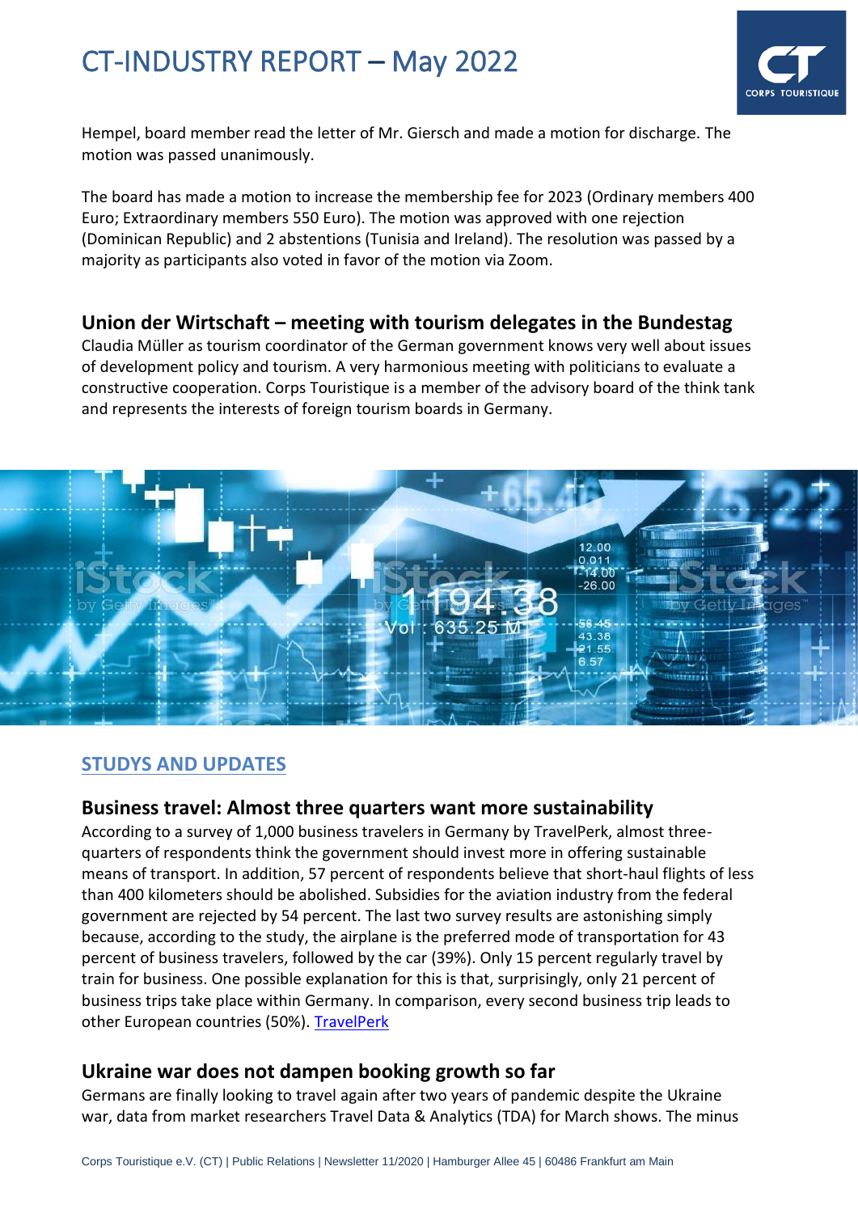Hempel, board member read the letter of Mr. Giersch and made a motion for discharge. The motion was passed unanimously.

The board has made a motion to increase the membership fee for 2023 (Ordinary members 400 Euro; Extraordinary members 550 Euro). The motion was approved with one rejection (Dominican Republic) and 2 abstentions (Tunisia and Ireland). The resolution was passed by a majority as participants also voted in favor of the motion via Zoom.

### Union der Wirtschaft – meeting with tourism delegates in the Bundestag

Claudia Müller as tourism coordinator of the German government knows very well about issues of development policy and tourism. A very harmonious meeting with politicians to evaluate a constructive cooperation. Corps Touristique is a member of the advisory board of the think tank and represents the interests of foreign tourism boards in Germany.

## STUDYS AND UPDATES

### Business travel: Almost three quarters want more sustainability

According to a survey of 1,000 business travelers in Germany by TravelPerk, almost three-quarters of respondents think the government should invest more in offering sustainable means of transport. In addition, 57 percent of respondents believe that short-haul flights of less than 400 kilometers should be abolished. Subsidies for the aviation industry from the federal government are rejected by 54 percent. The last two survey results are astonishing simply because, according to the study, the airplane is the preferred mode of transportation for 43 percent of business travelers, followed by the car (39%). Only 15 percent regularly travel by train for business. One possible explanation for this is that, surprisingly, only 21 percent of business trips take place within Germany. In comparison, every second business trip leads to other European countries (50%). TravelPerk

### Ukraine war does not dampen booking growth so far

Germans are finally looking to travel again after two years of pandemic despite the Ukraine war, data from market researchers Travel Data & Analytics (TDA) for March shows. The minus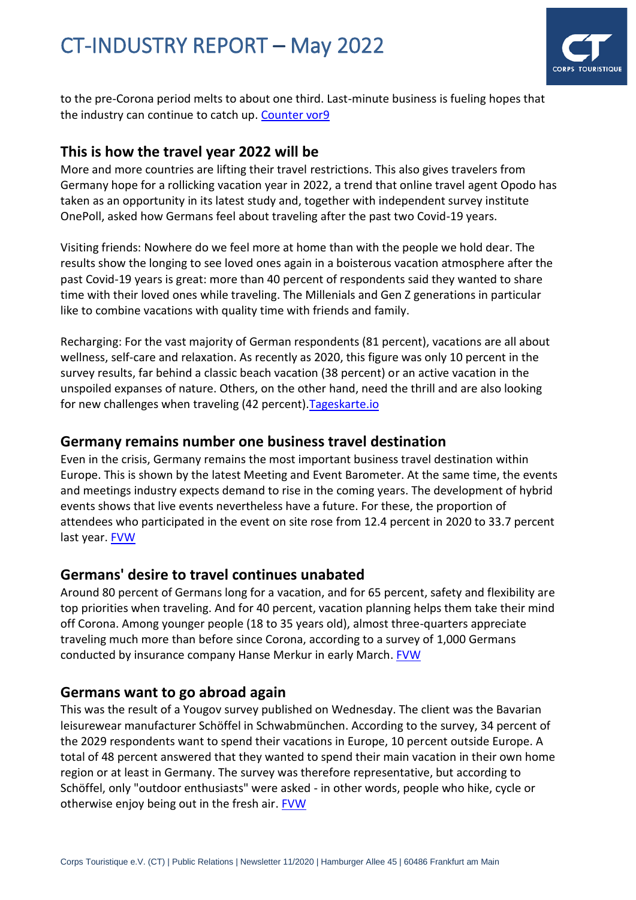to the pre-Corona period melts to about one third. Last-minute business is fueling hopes that the industry can continue to catch up. Counter vor9

## This is how the travel year 2022 will be

More and more countries are lifting their travel restrictions. This also gives travelers from Germany hope for a rollicking vacation year in 2022, a trend that online travel agent Opodo has taken as an opportunity in its latest study and, together with independent survey institute OnePoll, asked how Germans feel about traveling after the past two Covid-19 years.

Visiting friends: Nowhere do we feel more at home than with the people we hold dear. The results show the longing to see loved ones again in a boisterous vacation atmosphere after the past Covid-19 years is great: more than 40 percent of respondents said they wanted to share time with their loved ones while traveling. The Millenials and Gen Z generations in particular like to combine vacations with quality time with friends and family.

Recharging: For the vast majority of German respondents (81 percent), vacations are all about wellness, self-care and relaxation. As recently as 2020, this figure was only 10 percent in the survey results, far behind a classic beach vacation (38 percent) or an active vacation in the unspoiled expanses of nature. Others, on the other hand, need the thrill and are also looking for new challenges when traveling (42 percent).Tageskarte.io

## Germany remains number one business travel destination

Even in the crisis, Germany remains the most important business travel destination within Europe. This is shown by the latest Meeting and Event Barometer. At the same time, the events and meetings industry expects demand to rise in the coming years. The development of hybrid events shows that live events nevertheless have a future. For these, the proportion of attendees who participated in the event on site rose from 12.4 percent in 2020 to 33.7 percent last year. FVW

## Germans' desire to travel continues unabated

Around 80 percent of Germans long for a vacation, and for 65 percent, safety and flexibility are top priorities when traveling. And for 40 percent, vacation planning helps them take their mind off Corona. Among younger people (18 to 35 years old), almost three-quarters appreciate traveling much more than before since Corona, according to a survey of 1,000 Germans conducted by insurance company Hanse Merkur in early March. FVW

## Germans want to go abroad again

This was the result of a Yougov survey published on Wednesday. The client was the Bavarian leisurewear manufacturer Schöffel in Schwabmünchen. According to the survey, 34 percent of the 2029 respondents want to spend their vacations in Europe, 10 percent outside Europe. A total of 48 percent answered that they wanted to spend their main vacation in their own home region or at least in Germany. The survey was therefore representative, but according to Schöffel, only "outdoor enthusiasts" were asked - in other words, people who hike, cycle or otherwise enjoy being out in the fresh air. FVW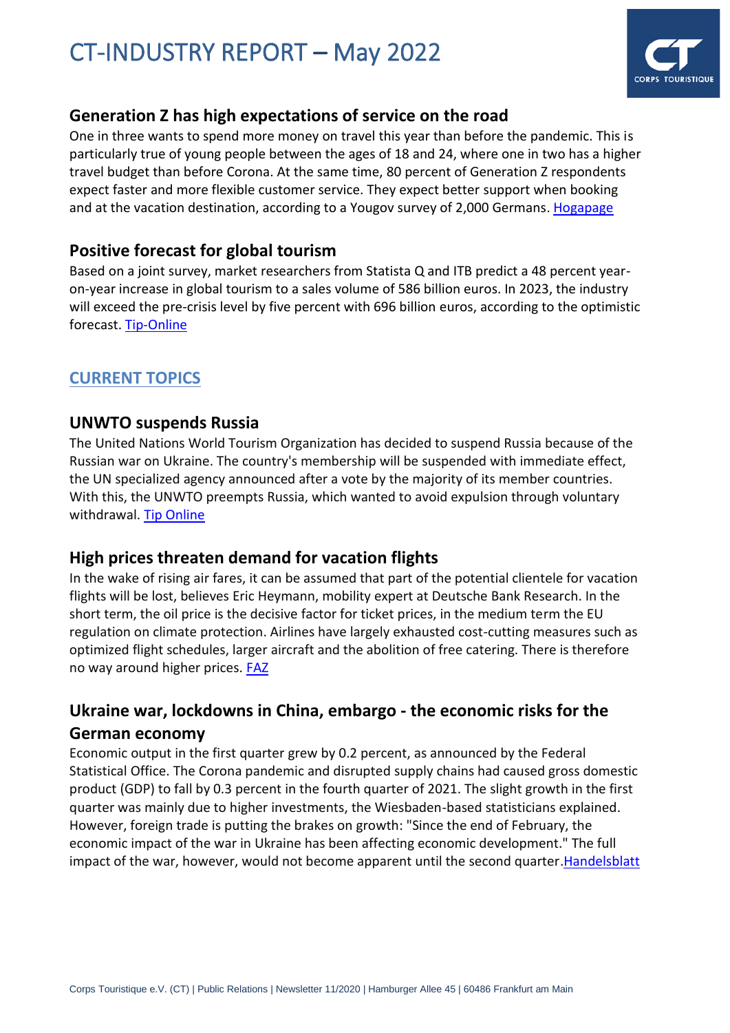## Generation Z has high expectations of service on the road

One in three wants to spend more money on travel this year than before the pandemic. This is particularly true of young people between the ages of 18 and 24, where one in two has a higher travel budget than before Corona. At the same time, 80 percent of Generation Z respondents expect faster and more flexible customer service. They expect better support when booking and at the vacation destination, according to a Yougov survey of 2,000 Germans. Hogapage

## Positive forecast for global tourism

Based on a joint survey, market researchers from Statista Q and ITB predict a 48 percent year-on-year increase in global tourism to a sales volume of 586 billion euros. In 2023, the industry will exceed the pre-crisis level by five percent with 696 billion euros, according to the optimistic forecast. Tip-Online

# CURRENT TOPICS

## UNWTO suspends Russia

The United Nations World Tourism Organization has decided to suspend Russia because of the Russian war on Ukraine. The country's membership will be suspended with immediate effect, the UN specialized agency announced after a vote by the majority of its member countries. With this, the UNWTO preempts Russia, which wanted to avoid expulsion through voluntary withdrawal. Tip Online

## High prices threaten demand for vacation flights

In the wake of rising air fares, it can be assumed that part of the potential clientele for vacation flights will be lost, believes Eric Heymann, mobility expert at Deutsche Bank Research. In the short term, the oil price is the decisive factor for ticket prices, in the medium term the EU regulation on climate protection. Airlines have largely exhausted cost-cutting measures such as optimized flight schedules, larger aircraft and the abolition of free catering. There is therefore no way around higher prices. FAZ

## Ukraine war, lockdowns in China, embargo - the economic risks for the German economy

Economic output in the first quarter grew by 0.2 percent, as announced by the Federal Statistical Office. The Corona pandemic and disrupted supply chains had caused gross domestic product (GDP) to fall by 0.3 percent in the fourth quarter of 2021. The slight growth in the first quarter was mainly due to higher investments, the Wiesbaden-based statisticians explained. However, foreign trade is putting the brakes on growth: "Since the end of February, the economic impact of the war in Ukraine has been affecting economic development." The full impact of the war, however, would not become apparent until the second quarter.Handelsblatt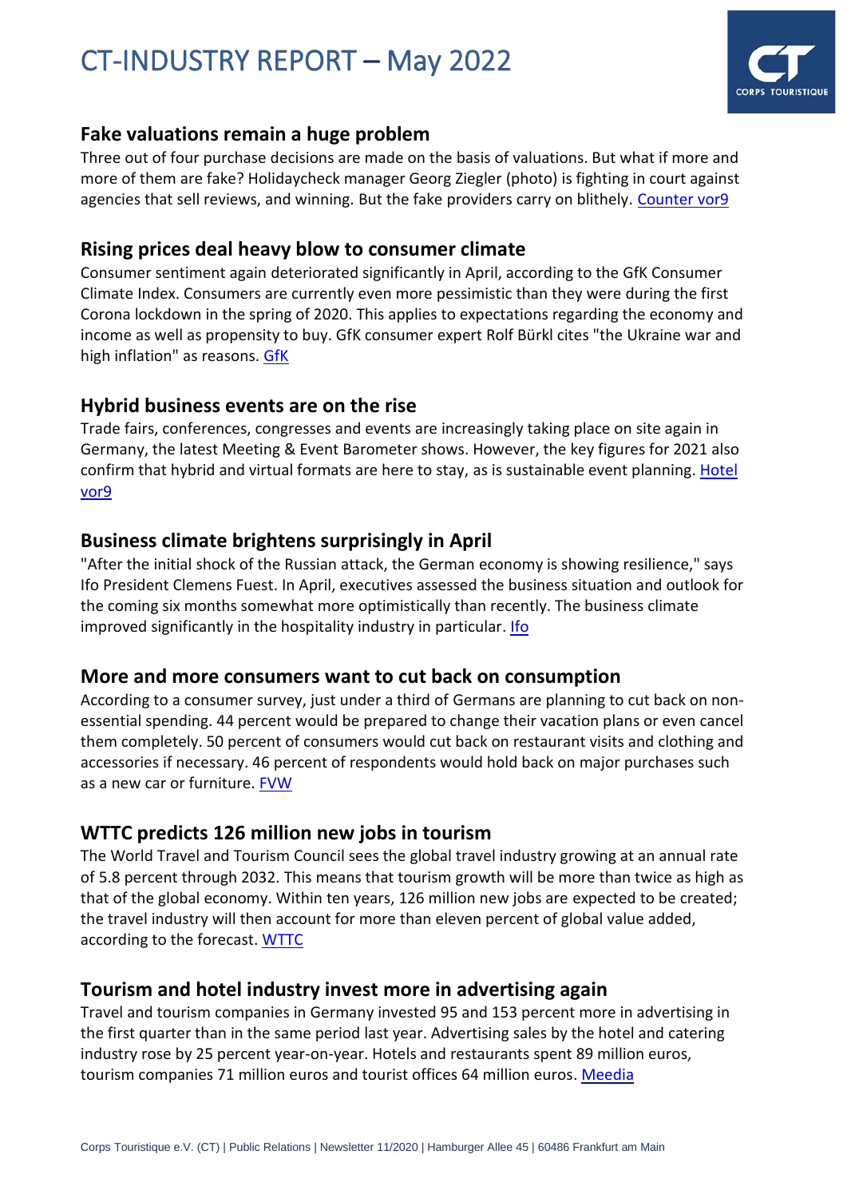# CT-INDUSTRY REPORT – May 2022

## Fake valuations remain a huge problem

Three out of four purchase decisions are made on the basis of valuations. But what if more and more of them are fake? Holidaycheck manager Georg Ziegler (photo) is fighting in court against agencies that sell reviews, and winning. But the fake providers carry on blithely. Counter vor9

## Rising prices deal heavy blow to consumer climate

Consumer sentiment again deteriorated significantly in April, according to the GfK Consumer Climate Index. Consumers are currently even more pessimistic than they were during the first Corona lockdown in the spring of 2020. This applies to expectations regarding the economy and income as well as propensity to buy. GfK consumer expert Rolf Bürkl cites "the Ukraine war and high inflation" as reasons. GfK

## Hybrid business events are on the rise

Trade fairs, conferences, congresses and events are increasingly taking place on site again in Germany, the latest Meeting & Event Barometer shows. However, the key figures for 2021 also confirm that hybrid and virtual formats are here to stay, as is sustainable event planning. Hotel vor9

## Business climate brightens surprisingly in April

"After the initial shock of the Russian attack, the German economy is showing resilience," says Ifo President Clemens Fuest. In April, executives assessed the business situation and outlook for the coming six months somewhat more optimistically than recently. The business climate improved significantly in the hospitality industry in particular. Ifo

## More and more consumers want to cut back on consumption

According to a consumer survey, just under a third of Germans are planning to cut back on non-essential spending. 44 percent would be prepared to change their vacation plans or even cancel them completely. 50 percent of consumers would cut back on restaurant visits and clothing and accessories if necessary. 46 percent of respondents would hold back on major purchases such as a new car or furniture. FVW

## WTTC predicts 126 million new jobs in tourism

The World Travel and Tourism Council sees the global travel industry growing at an annual rate of 5.8 percent through 2032. This means that tourism growth will be more than twice as high as that of the global economy. Within ten years, 126 million new jobs are expected to be created; the travel industry will then account for more than eleven percent of global value added, according to the forecast. WTTC

## Tourism and hotel industry invest more in advertising again

Travel and tourism companies in Germany invested 95 and 153 percent more in advertising in the first quarter than in the same period last year. Advertising sales by the hotel and catering industry rose by 25 percent year-on-year. Hotels and restaurants spent 89 million euros, tourism companies 71 million euros and tourist offices 64 million euros. Meedia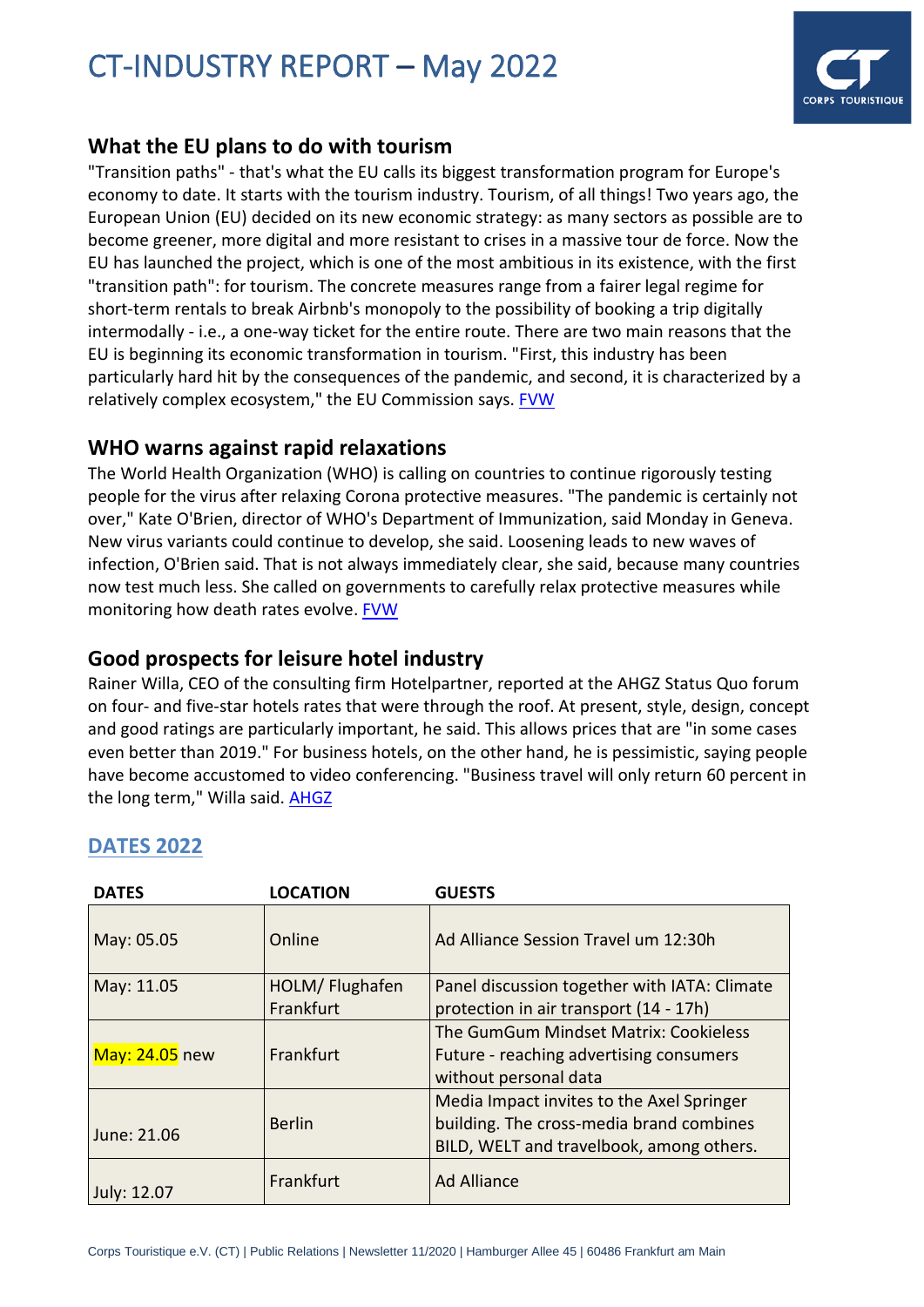# CT-INDUSTRY REPORT – May 2022

## What the EU plans to do with tourism

"Transition paths" - that's what the EU calls its biggest transformation program for Europe's economy to date. It starts with the tourism industry. Tourism, of all things! Two years ago, the European Union (EU) decided on its new economic strategy: as many sectors as possible are to become greener, more digital and more resistant to crises in a massive tour de force. Now the EU has launched the project, which is one of the most ambitious in its existence, with the first "transition path": for tourism. The concrete measures range from a fairer legal regime for short-term rentals to break Airbnb's monopoly to the possibility of booking a trip digitally intermodally - i.e., a one-way ticket for the entire route. There are two main reasons that the EU is beginning its economic transformation in tourism. "First, this industry has been particularly hard hit by the consequences of the pandemic, and second, it is characterized by a relatively complex ecosystem," the EU Commission says. FVW

## WHO warns against rapid relaxations

The World Health Organization (WHO) is calling on countries to continue rigorously testing people for the virus after relaxing Corona protective measures. "The pandemic is certainly not over," Kate O'Brien, director of WHO's Department of Immunization, said Monday in Geneva. New virus variants could continue to develop, she said. Loosening leads to new waves of infection, O'Brien said. That is not always immediately clear, she said, because many countries now test much less. She called on governments to carefully relax protective measures while monitoring how death rates evolve. FVW

## Good prospects for leisure hotel industry

Rainer Willa, CEO of the consulting firm Hotelpartner, reported at the AHGZ Status Quo forum on four- and five-star hotels rates that were through the roof. At present, style, design, concept and good ratings are particularly important, he said. This allows prices that are "in some cases even better than 2019." For business hotels, on the other hand, he is pessimistic, saying people have become accustomed to video conferencing. "Business travel will only return 60 percent in the long term," Willa said. AHGZ

## DATES 2022

| DATES | LOCATION | GUESTS |
|---|---|---|
| May: 05.05 | Online | Ad Alliance Session Travel um 12:30h |
| May: 11.05 | HOLM/ Flughafen Frankfurt | Panel discussion together with IATA: Climate protection in air transport (14 - 17h) |
| May: 24.05 new | Frankfurt | The GumGum Mindset Matrix: Cookieless Future - reaching advertising consumers without personal data |
| June: 21.06 | Berlin | Media Impact invites to the Axel Springer building. The cross-media brand combines BILD, WELT and travelbook, among others. |
| July: 12.07 | Frankfurt | Ad Alliance |

Corps Touristique e.V. (CT) | Public Relations | Newsletter 11/2020 | Hamburger Allee 45 | 60486 Frankfurt am Main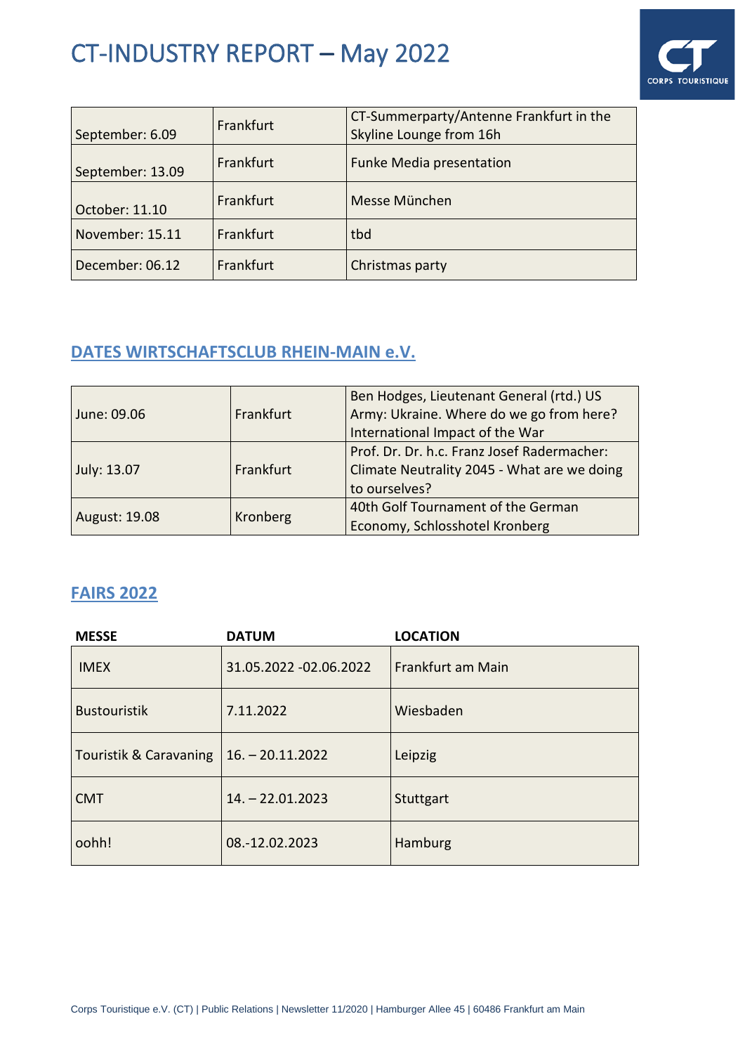| | | |
|---|---|---|
| September: 6.09 | Frankfurt | CT-Summerparty/Antenne Frankfurt in the Skyline Lounge from 16h |
| September: 13.09 | Frankfurt | Funke Media presentation |
| October: 11.10 | Frankfurt | Messe München |
| November: 15.11 | Frankfurt | tbd |
| December: 06.12 | Frankfurt | Christmas party |

## DATES WIRTSCHAFTSCLUB RHEIN-MAIN e.V.

| | | |
|---|---|---|
| June: 09.06 | Frankfurt | Ben Hodges, Lieutenant General (rtd.) US Army: Ukraine. Where do we go from here? International Impact of the War |
| July: 13.07 | Frankfurt | Prof. Dr. Dr. h.c. Franz Josef Radermacher: Climate Neutrality 2045 - What are we doing to ourselves? |
| August: 19.08 | Kronberg | 40th Golf Tournament of the German Economy, Schlosshotel Kronberg |

## FAIRS 2022

| MESSE | DATUM | LOCATION |
|---|---|---|
| IMEX | 31.05.2022 -02.06.2022 | Frankfurt am Main |
| Bustouristik | 7.11.2022 | Wiesbaden |
| Touristik & Caravaning | 16. – 20.11.2022 | Leipzig |
| CMT | 14. – 22.01.2023 | Stuttgart |
| oohh! | 08.-12.02.2023 | Hamburg |